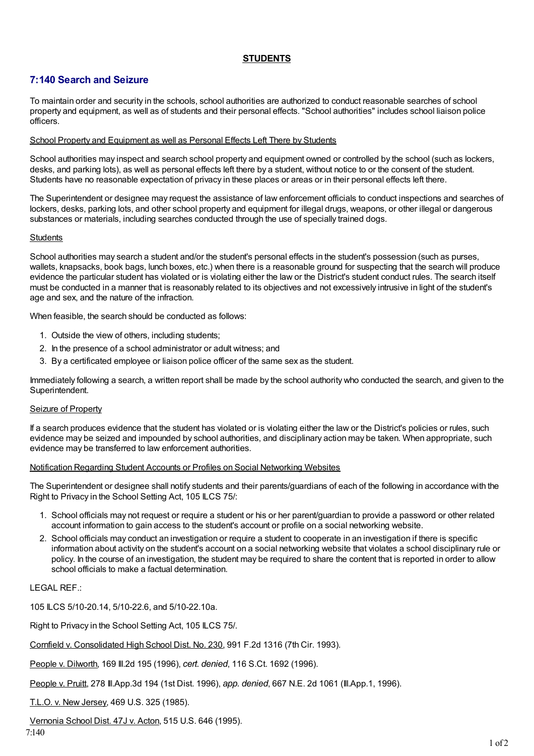**STUDENTS**

## 7:140 Search and Seizure

To maintain order and security in the schools, school authorities are authorized to conduct reasonable searches of school property and equipment, as well as of students and their personal effects. "School authorities" includes school liaison police officers.

School Property and Equipment as well as Personal Effects Left There by Students

School authorities may inspect and search school property and equipment owned or controlled by the school (such as lockers, desks, and parking lots), as well as personal effects left there by a student, without notice to or the consent of the student. Students have no reasonable expectation of privacy in these places or areas or in their personal effects left there.

The Superintendent or designee may request the assistance of law enforcement officials to conduct inspections and searches of lockers, desks, parking lots, and other school property and equipment for illegal drugs, weapons, or other illegal or dangerous substances or materials, including searches conducted through the use of specially trained dogs.

Students

School authorities may search a student and/or the student's personal effects in the student's possession (such as purses, wallets, knapsacks, book bags, lunch boxes, etc.) when there is a reasonable ground for suspecting that the search will produce evidence the particular student has violated or is violating either the law or the District's student conduct rules. The search itself must be conducted in a manner that is reasonably related to its objectives and not excessively intrusive in light of the student's age and sex, and the nature of the infraction.

When feasible, the search should be conducted as follows:

1. Outside the view of others, including students;
2. In the presence of a school administrator or adult witness; and
3. By a certificated employee or liaison police officer of the same sex as the student.

Immediately following a search, a written report shall be made by the school authority who conducted the search, and given to the Superintendent.

Seizure of Property

If a search produces evidence that the student has violated or is violating either the law or the District's policies or rules, such evidence may be seized and impounded by school authorities, and disciplinary action may be taken. When appropriate, such evidence may be transferred to law enforcement authorities.

Notification Regarding Student Accounts or Profiles on Social Networking Websites

The Superintendent or designee shall notify students and their parents/guardians of each of the following in accordance with the Right to Privacy in the School Setting Act, 105 ILCS 75/:

1. School officials may not request or require a student or his or her parent/guardian to provide a password or other related account information to gain access to the student's account or profile on a social networking website.
2. School officials may conduct an investigation or require a student to cooperate in an investigation if there is specific information about activity on the student's account on a social networking website that violates a school disciplinary rule or policy. In the course of an investigation, the student may be required to share the content that is reported in order to allow school officials to make a factual determination.

LEGAL REF.:

105 ILCS 5/10-20.14, 5/10-22.6, and 5/10-22.10a.

Right to Privacy in the School Setting Act, 105 ILCS 75/.

Cornfield v. Consolidated High School Dist. No. 230, 991 F.2d 1316 (7th Cir. 1993).

People v. Dilworth, 169 Ill.2d 195 (1996), *cert. denied*, 116 S.Ct. 1692 (1996).

People v. Pruitt, 278 Ill.App.3d 194 (1st Dist. 1996), *app. denied*, 667 N.E. 2d 1061 (Ill.App.1, 1996).

T.L.O. v. New Jersey, 469 U.S. 325 (1985).

Vernonia School Dist. 47J v. Acton, 515 U.S. 646 (1995).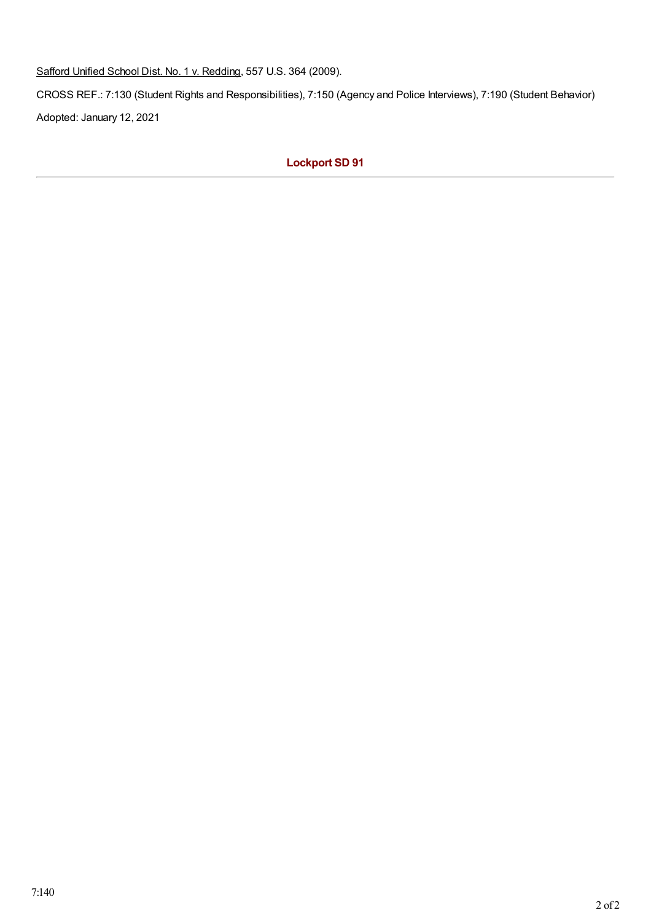Safford Unified School Dist. No. 1 v. Redding, 557 U.S. 364 (2009).

CROSS REF.: 7:130 (Student Rights and Responsibilities), 7:150 (Agency and Police Interviews), 7:190 (Student Behavior)

Adopted: January 12, 2021

**Lockport SD 91**